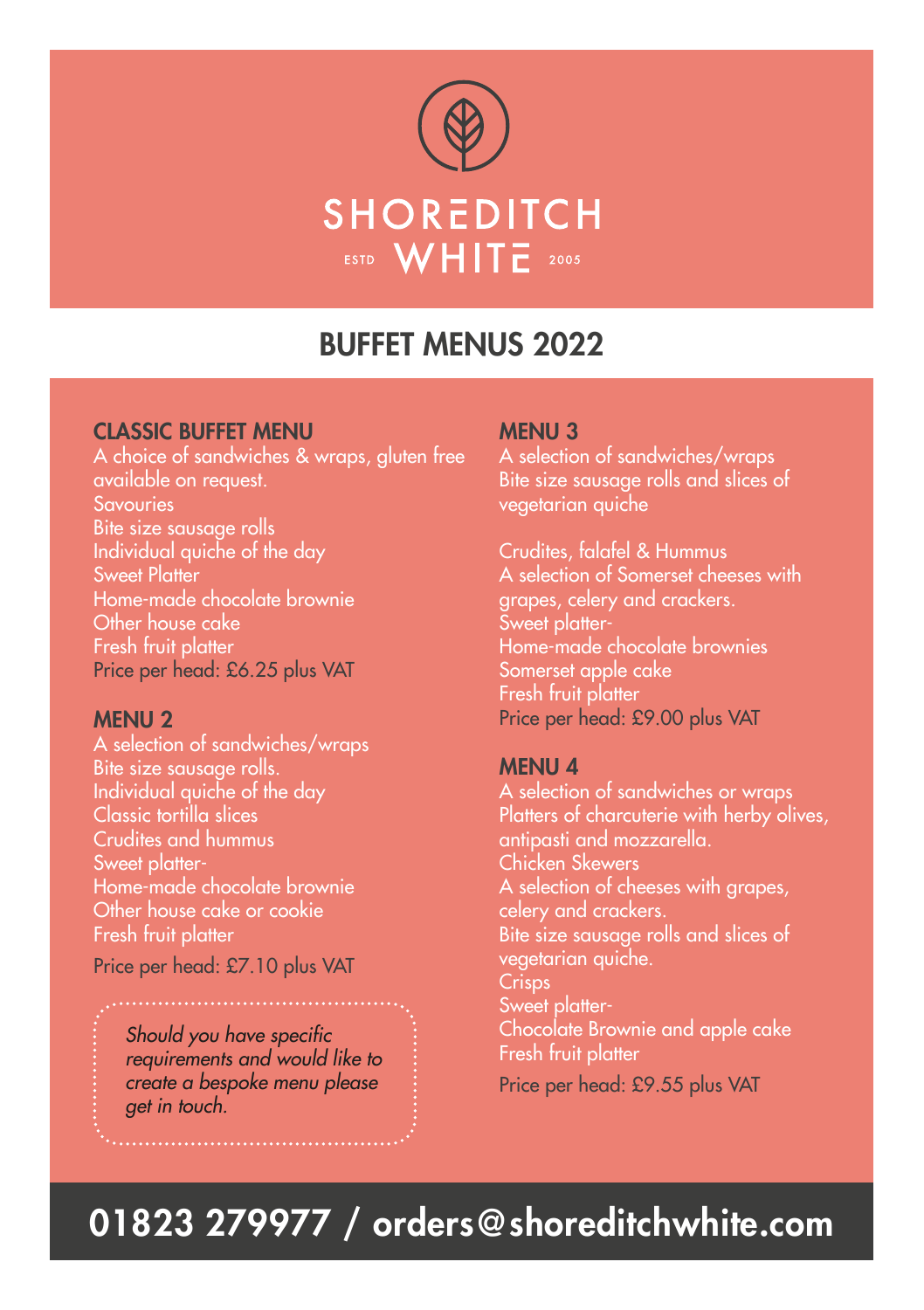SHOREDITCH WHITE

ESTD 2005

# BUFFET MENUS 2022

## CLASSIC BUFFET MENU

A choice of sandwiches & wraps, gluten free available on request.
Savouries
Bite size sausage rolls
Individual quiche of the day
Sweet Platter
Home-made chocolate brownie
Other house cake
Fresh fruit platter
Price per head: £6.25 plus VAT

## MENU 2

A selection of sandwiches/wraps
Bite size sausage rolls.
Individual quiche of the day
Classic tortilla slices
Crudites and hummus
Sweet platter-
Home-made chocolate brownie
Other house cake or cookie
Fresh fruit platter

Price per head: £7.10 plus VAT

*Should you have specific requirements and would like to create a bespoke menu please get in touch.*

## MENU 3

A selection of sandwiches/wraps
Bite size sausage rolls and slices of vegetarian quiche

Crudites, falafel & Hummus
A selection of Somerset cheeses with grapes, celery and crackers.
Sweet platter-
Home-made chocolate brownies
Somerset apple cake
Fresh fruit platter
Price per head: £9.00 plus VAT

## MENU 4

A selection of sandwiches or wraps
Platters of charcuterie with herby olives, antipasti and mozzarella.
Chicken Skewers
A selection of cheeses with grapes, celery and crackers.
Bite size sausage rolls and slices of vegetarian quiche.
Crisps
Sweet platter-
Chocolate Brownie and apple cake
Fresh fruit platter

Price per head: £9.55 plus VAT

**01823 279977 / orders@shoreditchwhite.com**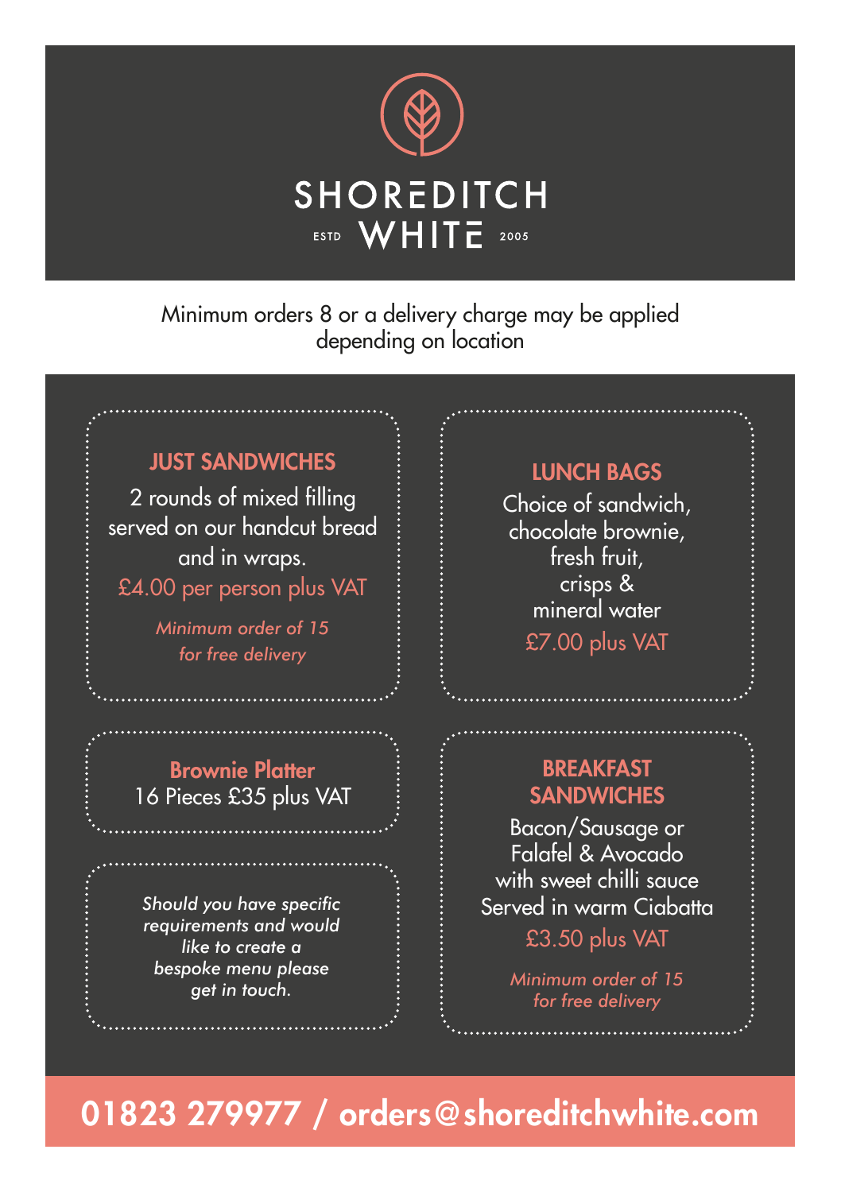# SHOREDITCH WHITE

ESTD 2005

Minimum orders 8 or a delivery charge may be applied depending on location

## JUST SANDWICHES

2 rounds of mixed filling served on our handcut bread and in wraps.

£4.00 per person plus VAT

*Minimum order of 15 for free delivery*

## LUNCH BAGS

Choice of sandwich, chocolate brownie, fresh fruit, crisps & mineral water

£7.00 plus VAT

## Brownie Platter

16 Pieces £35 plus VAT

*Should you have specific requirements and would like to create a bespoke menu please get in touch.*

## BREAKFAST SANDWICHES

Bacon/Sausage or Falafel & Avocado with sweet chilli sauce Served in warm Ciabatta

£3.50 plus VAT

*Minimum order of 15 for free delivery*

**01823 279977 / orders@shoreditchwhite.com**